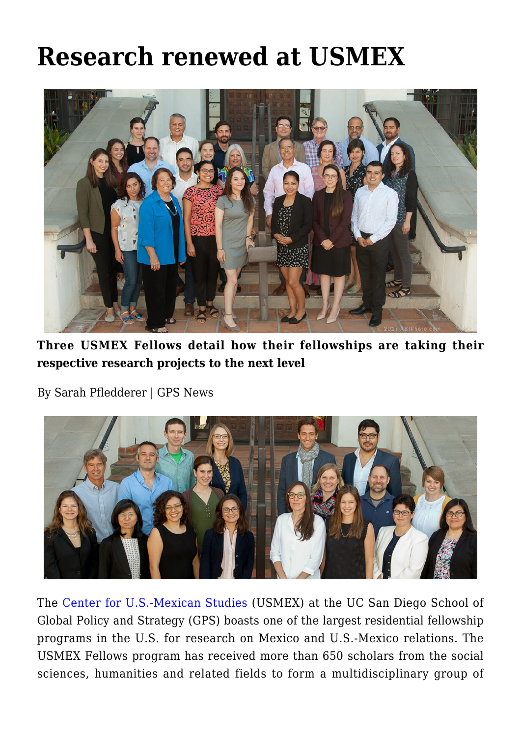# Research renewed at USMEX

**Three USMEX Fellows detail how their fellowships are taking their respective research projects to the next level**

By Sarah Pfledderer | GPS News

The [Center for U.S.-Mexican Studies](https://usmex.ucsd.edu/) (USMEX) at the UC San Diego School of Global Policy and Strategy (GPS) boasts one of the largest residential fellowship programs in the U.S. for research on Mexico and U.S.-Mexico relations. The USMEX Fellows program has received more than 650 scholars from the social sciences, humanities and related fields to form a multidisciplinary group of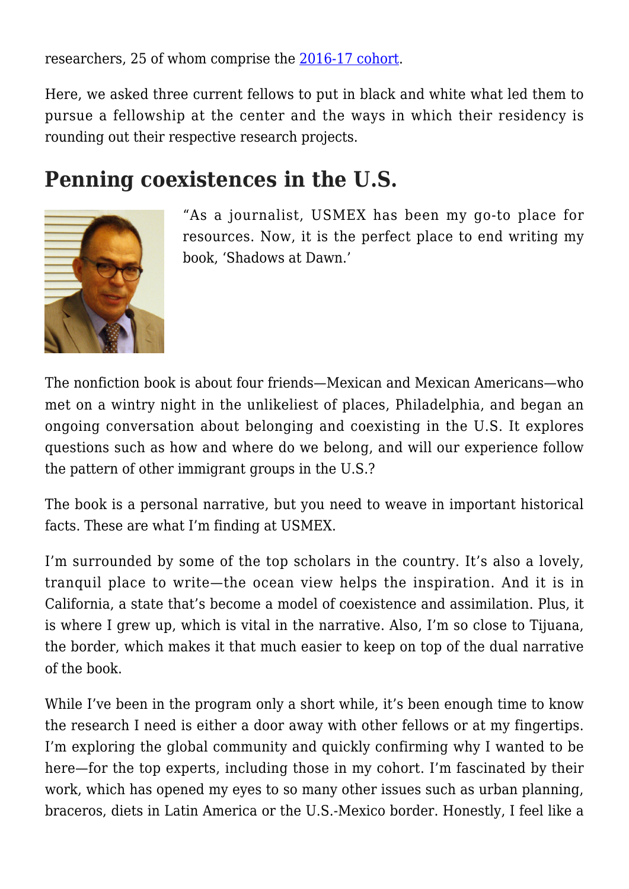researchers, 25 of whom comprise the [2016-17 cohort](#).

Here, we asked three current fellows to put in black and white what led them to pursue a fellowship at the center and the ways in which their residency is rounding out their respective research projects.

## Penning coexistences in the U.S.

"As a journalist, USMEX has been my go-to place for resources. Now, it is the perfect place to end writing my book, 'Shadows at Dawn.'

The nonfiction book is about four friends—Mexican and Mexican Americans—who met on a wintry night in the unlikeliest of places, Philadelphia, and began an ongoing conversation about belonging and coexisting in the U.S. It explores questions such as how and where do we belong, and will our experience follow the pattern of other immigrant groups in the U.S.?

The book is a personal narrative, but you need to weave in important historical facts. These are what I'm finding at USMEX.

I'm surrounded by some of the top scholars in the country. It's also a lovely, tranquil place to write—the ocean view helps the inspiration. And it is in California, a state that's become a model of coexistence and assimilation. Plus, it is where I grew up, which is vital in the narrative. Also, I'm so close to Tijuana, the border, which makes it that much easier to keep on top of the dual narrative of the book.

While I've been in the program only a short while, it's been enough time to know the research I need is either a door away with other fellows or at my fingertips. I'm exploring the global community and quickly confirming why I wanted to be here—for the top experts, including those in my cohort. I'm fascinated by their work, which has opened my eyes to so many other issues such as urban planning, braceros, diets in Latin America or the U.S.-Mexico border. Honestly, I feel like a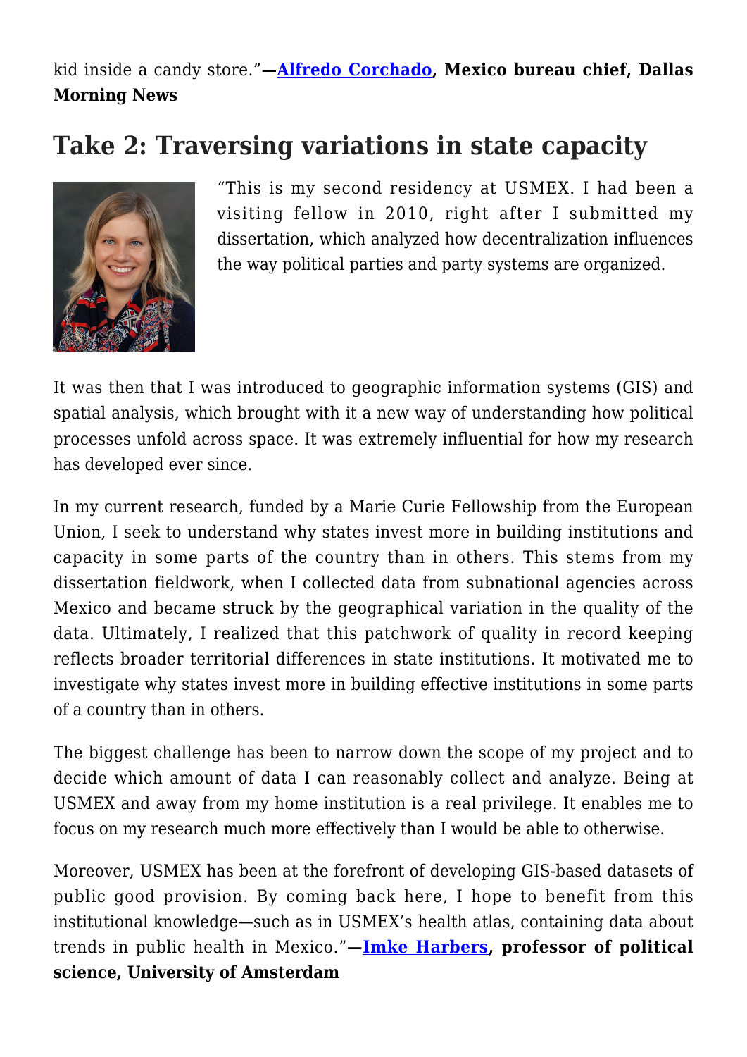kid inside a candy store."—**Alfredo Corchado, Mexico bureau chief, Dallas Morning News**

## Take 2: Traversing variations in state capacity

"This is my second residency at USMEX. I had been a visiting fellow in 2010, right after I submitted my dissertation, which analyzed how decentralization influences the way political parties and party systems are organized.

It was then that I was introduced to geographic information systems (GIS) and spatial analysis, which brought with it a new way of understanding how political processes unfold across space. It was extremely influential for how my research has developed ever since.

In my current research, funded by a Marie Curie Fellowship from the European Union, I seek to understand why states invest more in building institutions and capacity in some parts of the country than in others. This stems from my dissertation fieldwork, when I collected data from subnational agencies across Mexico and became struck by the geographical variation in the quality of the data. Ultimately, I realized that this patchwork of quality in record keeping reflects broader territorial differences in state institutions. It motivated me to investigate why states invest more in building effective institutions in some parts of a country than in others.

The biggest challenge has been to narrow down the scope of my project and to decide which amount of data I can reasonably collect and analyze. Being at USMEX and away from my home institution is a real privilege. It enables me to focus on my research much more effectively than I would be able to otherwise.

Moreover, USMEX has been at the forefront of developing GIS-based datasets of public good provision. By coming back here, I hope to benefit from this institutional knowledge—such as in USMEX's health atlas, containing data about trends in public health in Mexico."—**Imke Harbers, professor of political science, University of Amsterdam**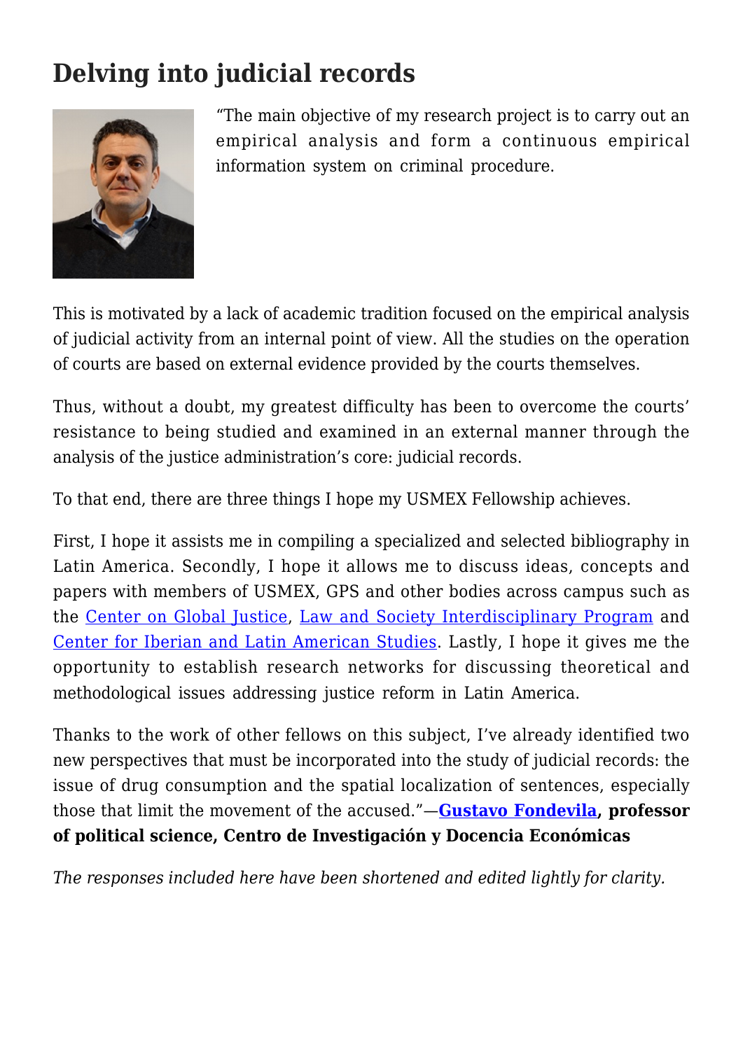## Delving into judicial records

"The main objective of my research project is to carry out an empirical analysis and form a continuous empirical information system on criminal procedure.

This is motivated by a lack of academic tradition focused on the empirical analysis of judicial activity from an internal point of view. All the studies on the operation of courts are based on external evidence provided by the courts themselves.

Thus, without a doubt, my greatest difficulty has been to overcome the courts' resistance to being studied and examined in an external manner through the analysis of the justice administration's core: judicial records.

To that end, there are three things I hope my USMEX Fellowship achieves.

First, I hope it assists me in compiling a specialized and selected bibliography in Latin America. Secondly, I hope it allows me to discuss ideas, concepts and papers with members of USMEX, GPS and other bodies across campus such as the Center on Global Justice, Law and Society Interdisciplinary Program and Center for Iberian and Latin American Studies. Lastly, I hope it gives me the opportunity to establish research networks for discussing theoretical and methodological issues addressing justice reform in Latin America.

Thanks to the work of other fellows on this subject, I've already identified two new perspectives that must be incorporated into the study of judicial records: the issue of drug consumption and the spatial localization of sentences, especially those that limit the movement of the accused."—**Gustavo Fondevila, professor of political science, Centro de Investigación y Docencia Económicas**

*The responses included here have been shortened and edited lightly for clarity.*